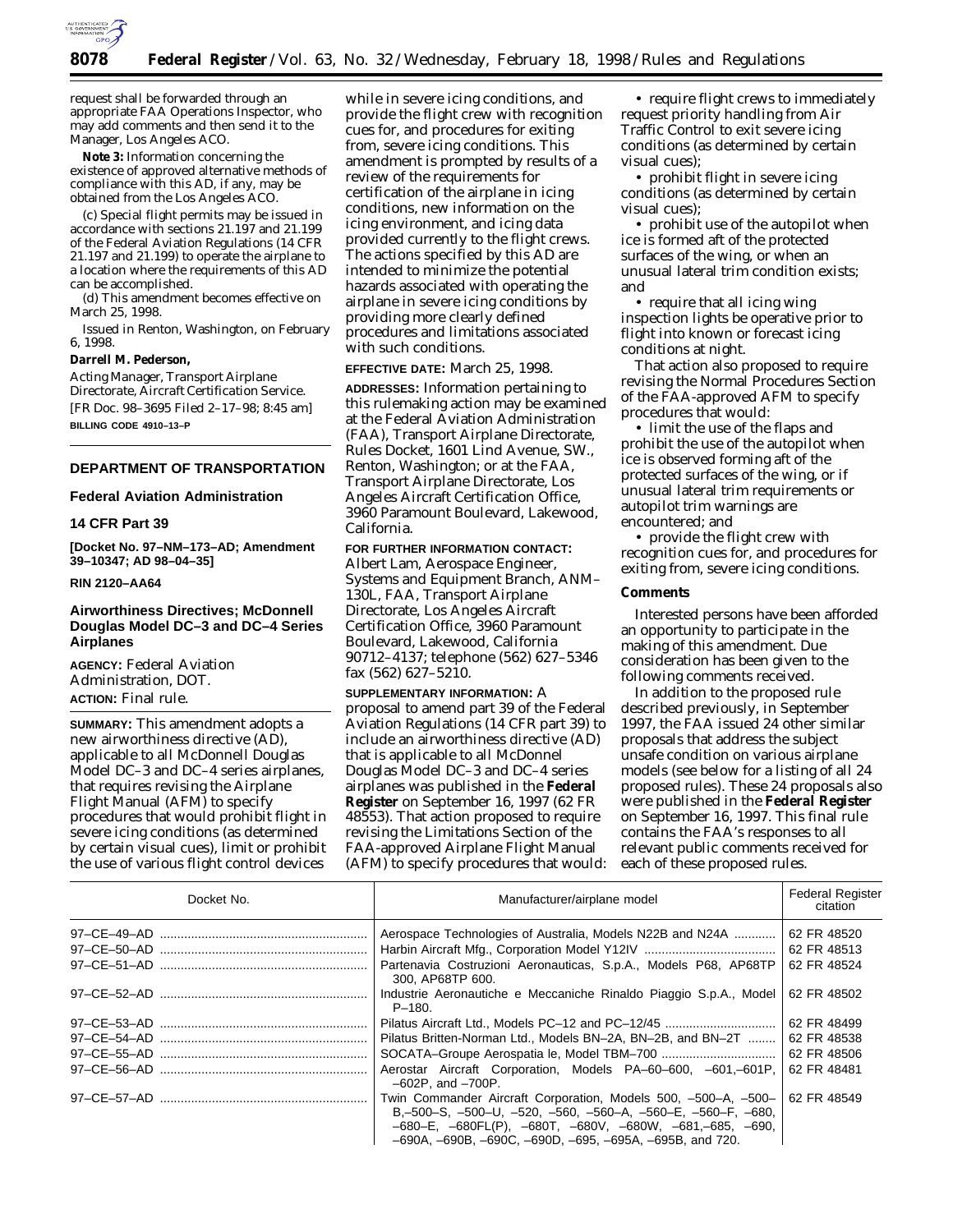request shall be forwarded through an appropriate FAA Operations Inspector, who may add comments and then send it to the Manager, Los Angeles ACO.

**Note 3:** Information concerning the existence of approved alternative methods of compliance with this AD, if any, may be obtained from the Los Angeles ACO.

(c) Special flight permits may be issued in accordance with sections 21.197 and 21.199 of the Federal Aviation Regulations (14 CFR 21.197 and 21.199) to operate the airplane to a location where the requirements of this AD can be accomplished.

(d) This amendment becomes effective on March 25, 1998.

Issued in Renton, Washington, on February 6, 1998.

**Darrell M. Pederson,**

*Acting Manager, Transport Airplane Directorate, Aircraft Certification Service.*

[FR Doc. 98–3695 Filed 2–17–98; 8:45 am]

**BILLING CODE 4910–13–P**

## DEPARTMENT OF TRANSPORTATION

### Federal Aviation Administration

### 14 CFR Part 39

**[Docket No. 97–NM–173–AD; Amendment 39–10347; AD 98–04–35]**

**RIN 2120–AA64**

### Airworthiness Directives; McDonnell Douglas Model DC–3 and DC–4 Series Airplanes

**AGENCY:** Federal Aviation Administration, DOT.

**ACTION:** Final rule.

**SUMMARY:** This amendment adopts a new airworthiness directive (AD), applicable to all McDonnell Douglas Model DC–3 and DC–4 series airplanes, that requires revising the Airplane Flight Manual (AFM) to specify procedures that would prohibit flight in severe icing conditions (as determined by certain visual cues), limit or prohibit the use of various flight control devices while in severe icing conditions, and provide the flight crew with recognition cues for, and procedures for exiting from, severe icing conditions. This amendment is prompted by results of a review of the requirements for certification of the airplane in icing conditions, new information on the icing environment, and icing data provided currently to the flight crews. The actions specified by this AD are intended to minimize the potential hazards associated with operating the airplane in severe icing conditions by providing more clearly defined procedures and limitations associated with such conditions.

**EFFECTIVE DATE:** March 25, 1998.

**ADDRESSES:** Information pertaining to this rulemaking action may be examined at the Federal Aviation Administration (FAA), Transport Airplane Directorate, Rules Docket, 1601 Lind Avenue, SW., Renton, Washington; or at the FAA, Transport Airplane Directorate, Los Angeles Aircraft Certification Office, 3960 Paramount Boulevard, Lakewood, California.

**FOR FURTHER INFORMATION CONTACT:** Albert Lam, Aerospace Engineer, Systems and Equipment Branch, ANM–130L, FAA, Transport Airplane Directorate, Los Angeles Aircraft Certification Office, 3960 Paramount Boulevard, Lakewood, California 90712–4137; telephone (562) 627–5346 fax (562) 627–5210.

**SUPPLEMENTARY INFORMATION:** A proposal to amend part 39 of the Federal Aviation Regulations (14 CFR part 39) to include an airworthiness directive (AD) that is applicable to all McDonnel Douglas Model DC–3 and DC–4 series airplanes was published in the **Federal Register** on September 16, 1997 (62 FR 48553). That action proposed to require revising the Limitations Section of the FAA-approved Airplane Flight Manual (AFM) to specify procedures that would:

- require flight crews to immediately request priority handling from Air Traffic Control to exit severe icing conditions (as determined by certain visual cues);
- prohibit flight in severe icing conditions (as determined by certain visual cues);
- prohibit use of the autopilot when ice is formed aft of the protected surfaces of the wing, or when an unusual lateral trim condition exists; and
- require that all icing wing inspection lights be operative prior to flight into known or forecast icing conditions at night.

That action also proposed to require revising the Normal Procedures Section of the FAA-approved AFM to specify procedures that would:

- limit the use of the flaps and prohibit the use of the autopilot when ice is observed forming aft of the protected surfaces of the wing, or if unusual lateral trim requirements or autopilot trim warnings are encountered; and
- provide the flight crew with recognition cues for, and procedures for exiting from, severe icing conditions.

### Comments

Interested persons have been afforded an opportunity to participate in the making of this amendment. Due consideration has been given to the following comments received.

In addition to the proposed rule described previously, in September 1997, the FAA issued 24 other similar proposals that address the subject unsafe condition on various airplane models (see below for a listing of all 24 proposed rules). These 24 proposals also were published in the **Federal Register** on September 16, 1997. This final rule contains the FAA's responses to all relevant public comments received for each of these proposed rules.

| Docket No. | Manufacturer/airplane model | Federal Register citation |
|---|---|---|
| 97–CE–49–AD | Aerospace Technologies of Australia, Models N22B and N24A | 62 FR 48520 |
| 97–CE–50–AD | Harbin Aircraft Mfg., Corporation Model Y12IV | 62 FR 48513 |
| 97–CE–51–AD | Partenavia Costruzioni Aeronauticas, S.p.A., Models P68, AP68TP 300, AP68TP 600. | 62 FR 48524 |
| 97–CE–52–AD | Industrie Aeronautiche e Meccaniche Rinaldo Piaggio S.p.A., Model P–180. | 62 FR 48502 |
| 97–CE–53–AD | Pilatus Aircraft Ltd., Models PC–12 and PC–12/45 | 62 FR 48499 |
| 97–CE–54–AD | Pilatus Britten-Norman Ltd., Models BN–2A, BN–2B, and BN–2T | 62 FR 48538 |
| 97–CE–55–AD | SOCATA–Groupe Aerospatia le, Model TBM–700 | 62 FR 48506 |
| 97–CE–56–AD | Aerostar Aircraft Corporation, Models PA–60–600, –601,–601P, –602P, and –700P. | 62 FR 48481 |
| 97–CE–57–AD | Twin Commander Aircraft Corporation, Models 500, –500–A, –500–B,–500–S, –500–U, –520, –560, –560–A, –560–E, –560–F, –680, –680–E, –680FL(P), –680T, –680V, –680W, –681,–685, –690, –690A, –690B, –690C, –690D, –695, –695A, –695B, and 720. | 62 FR 48549 |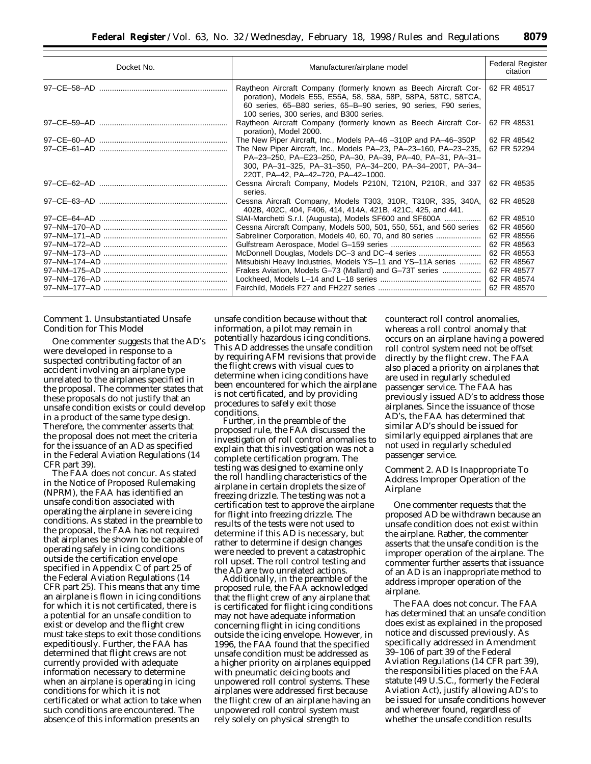| Docket No. | Manufacturer/airplane model | Federal Register citation |
| --- | --- | --- |
| 97–CE–58–AD | Raytheon Aircraft Company (formerly known as Beech Aircraft Corporation), Models E55, E55A, 58, 58A, 58P, 58PA, 58TC, 58TCA, 60 series, 65–B80 series, 65–B–90 series, 90 series, F90 series, 100 series, 300 series, and B300 series. | 62 FR 48517 |
| 97–CE–59–AD | Raytheon Aircraft Company (formerly known as Beech Aircraft Corporation), Model 2000. | 62 FR 48531 |
| 97–CE–60–AD | The New Piper Aircraft, Inc., Models PA–46 –310P and PA–46–350P | 62 FR 48542 |
| 97–CE–61–AD | The New Piper Aircraft, Inc., Models PA–23, PA–23–160, PA–23–235, PA–23–250, PA–E23–250, PA–30, PA–39, PA–40, PA–31, PA–31–300, PA–31–325, PA–31–350, PA–34–200, PA–34–200T, PA–34–220T, PA–42, PA–42–720, PA–42–1000. | 62 FR 52294 |
| 97–CE–62–AD | Cessna Aircraft Company, Models P210N, T210N, P210R, and 337 series. | 62 FR 48535 |
| 97–CE–63–AD | Cessna Aircraft Company, Models T303, 310R, T310R, 335, 340A, 402B, 402C, 404, F406, 414, 414A, 421B, 421C, 425, and 441. | 62 FR 48528 |
| 97–CE–64–AD | SIAI-Marchetti S.r.l. (Augusta), Models SF600 and SF600A | 62 FR 48510 |
| 97–NM–170–AD | Cessna Aircraft Company, Models 500, 501, 550, 551, and 560 series | 62 FR 48560 |
| 97–NM–171–AD | Sabreliner Corporation, Models 40, 60, 70, and 80 series | 62 FR 48556 |
| 97–NM–172–AD | Gulfstream Aerospace, Model G–159 series | 62 FR 48563 |
| 97–NM–173–AD | McDonnell Douglas, Models DC–3 and DC–4 series | 62 FR 48553 |
| 97–NM–174–AD | Mitsubishi Heavy Industries, Models YS–11 and YS–11A series | 62 FR 48567 |
| 97–NM–175–AD | Frakes Aviation, Models G–73 (Mallard) and G–73T series | 62 FR 48577 |
| 97–NM–176–AD | Lockheed, Models L–14 and L–18 series | 62 FR 48574 |
| 97–NM–177–AD | Fairchild, Models F27 and FH227 series | 62 FR 48570 |

Comment 1. Unsubstantiated Unsafe Condition for This Model

One commenter suggests that the AD's were developed in response to a suspected contributing factor of an accident involving an airplane type unrelated to the airplanes specified in the proposal. The commenter states that these proposals do not justify that an unsafe condition exists or could develop in a product of the same type design. Therefore, the commenter asserts that the proposal does not meet the criteria for the issuance of an AD as specified in the Federal Aviation Regulations (14 CFR part 39).

The FAA does not concur. As stated in the Notice of Proposed Rulemaking (NPRM), the FAA has identified an unsafe condition associated with operating the airplane in severe icing conditions. As stated in the preamble to the proposal, the FAA has not required that airplanes be shown to be capable of operating safely in icing conditions outside the certification envelope specified in Appendix C of part 25 of the Federal Aviation Regulations (14 CFR part 25). This means that any time an airplane is flown in icing conditions for which it is not certificated, there is a potential for an unsafe condition to exist or develop and the flight crew must take steps to exit those conditions expeditiously. Further, the FAA has determined that flight crews are not currently provided with adequate information necessary to determine when an airplane is operating in icing conditions for which it is not certificated or what action to take when such conditions are encountered. The absence of this information presents an unsafe condition because without that information, a pilot may remain in potentially hazardous icing conditions. This AD addresses the unsafe condition by requiring AFM revisions that provide the flight crews with visual cues to determine when icing conditions have been encountered for which the airplane is not certificated, and by providing procedures to safely exit those conditions.

Further, in the preamble of the proposed rule, the FAA discussed the investigation of roll control anomalies to explain that this investigation was not a complete certification program. The testing was designed to examine only the roll handling characteristics of the airplane in certain droplets the size of freezing drizzle. The testing was not a certification test to approve the airplane for flight into freezing drizzle. The results of the tests were not used to determine if this AD is necessary, but rather to determine if design changes were needed to prevent a catastrophic roll upset. The roll control testing and the AD are two unrelated actions.

Additionally, in the preamble of the proposed rule, the FAA acknowledged that the flight crew of any airplane that is certificated for flight icing conditions may not have adequate information concerning flight in icing conditions outside the icing envelope. However, in 1996, the FAA found that the specified unsafe condition must be addressed as a higher priority on airplanes equipped with pneumatic deicing boots and unpowered roll control systems. These airplanes were addressed first because the flight crew of an airplane having an unpowered roll control system must rely solely on physical strength to counteract roll control anomalies, whereas a roll control anomaly that occurs on an airplane having a powered roll control system need not be offset directly by the flight crew. The FAA also placed a priority on airplanes that are used in regularly scheduled passenger service. The FAA has previously issued AD's to address those airplanes. Since the issuance of those AD's, the FAA has determined that similar AD's should be issued for similarly equipped airplanes that are not used in regularly scheduled passenger service.

Comment 2. AD Is Inappropriate To Address Improper Operation of the Airplane

One commenter requests that the proposed AD be withdrawn because an unsafe condition does not exist within the airplane. Rather, the commenter asserts that the unsafe condition is the improper operation of the airplane. The commenter further asserts that issuance of an AD is an inappropriate method to address improper operation of the airplane.

The FAA does not concur. The FAA has determined that an unsafe condition does exist as explained in the proposed notice and discussed previously. As specifically addressed in Amendment 39–106 of part 39 of the Federal Aviation Regulations (14 CFR part 39), the responsibilities placed on the FAA statute (49 U.S.C., formerly the Federal Aviation Act), justify allowing AD's to be issued for unsafe conditions however and wherever found, regardless of whether the unsafe condition results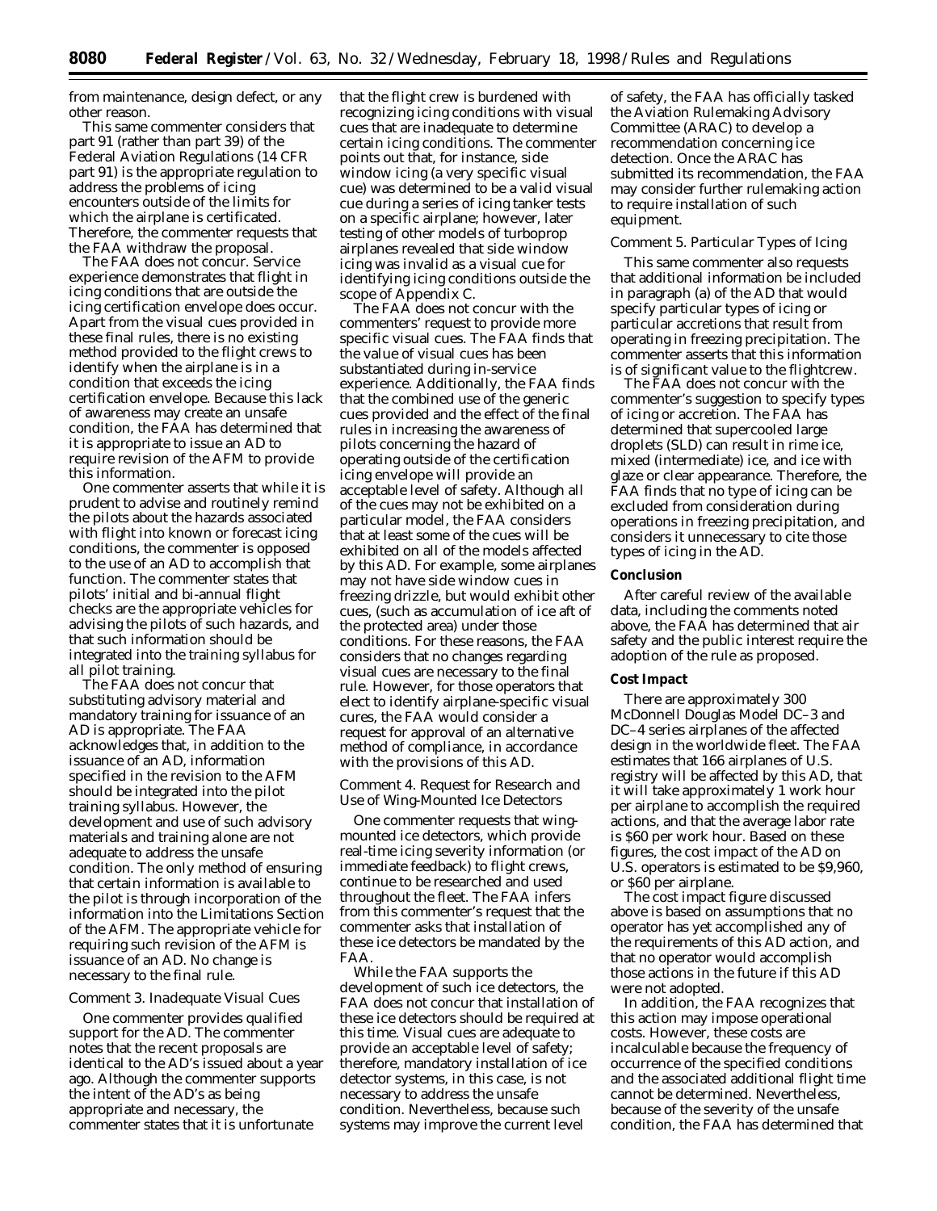from maintenance, design defect, or any other reason.

This same commenter considers that part 91 (rather than part 39) of the Federal Aviation Regulations (14 CFR part 91) is the appropriate regulation to address the problems of icing encounters outside of the limits for which the airplane is certificated. Therefore, the commenter requests that the FAA withdraw the proposal.

The FAA does not concur. Service experience demonstrates that flight in icing conditions that are outside the icing certification envelope does occur. Apart from the visual cues provided in these final rules, there is no existing method provided to the flight crews to identify when the airplane is in a condition that exceeds the icing certification envelope. Because this lack of awareness may create an unsafe condition, the FAA has determined that it is appropriate to issue an AD to require revision of the AFM to provide this information.

One commenter asserts that while it is prudent to advise and routinely remind the pilots about the hazards associated with flight into known or forecast icing conditions, the commenter is opposed to the use of an AD to accomplish that function. The commenter states that pilots' initial and bi-annual flight checks are the appropriate vehicles for advising the pilots of such hazards, and that such information should be integrated into the training syllabus for all pilot training.

The FAA does not concur that substituting advisory material and mandatory training for issuance of an AD is appropriate. The FAA acknowledges that, in addition to the issuance of an AD, information specified in the revision to the AFM should be integrated into the pilot training syllabus. However, the development and use of such advisory materials and training alone are not adequate to address the unsafe condition. The only method of ensuring that certain information is available to the pilot is through incorporation of the information into the Limitations Section of the AFM. The appropriate vehicle for requiring such revision of the AFM is issuance of an AD. No change is necessary to the final rule.

*Comment 3. Inadequate Visual Cues*

One commenter provides qualified support for the AD. The commenter notes that the recent proposals are identical to the AD's issued about a year ago. Although the commenter supports the intent of the AD's as being appropriate and necessary, the commenter states that it is unfortunate that the flight crew is burdened with recognizing icing conditions with visual cues that are inadequate to determine certain icing conditions. The commenter points out that, for instance, side window icing (a very specific visual cue) was determined to be a valid visual cue during a series of icing tanker tests on a specific airplane; however, later testing of other models of turboprop airplanes revealed that side window icing was invalid as a visual cue for identifying icing conditions outside the scope of Appendix C.

The FAA does not concur with the commenters' request to provide more specific visual cues. The FAA finds that the value of visual cues has been substantiated during in-service experience. Additionally, the FAA finds that the combined use of the generic cues provided and the effect of the final rules in increasing the awareness of pilots concerning the hazard of operating outside of the certification icing envelope will provide an acceptable level of safety. Although all of the cues may not be exhibited on a particular model, the FAA considers that at least some of the cues will be exhibited on all of the models affected by this AD. For example, some airplanes may not have side window cues in freezing drizzle, but would exhibit other cues, (such as accumulation of ice aft of the protected area) under those conditions. For these reasons, the FAA considers that no changes regarding visual cues are necessary to the final rule. However, for those operators that elect to identify airplane-specific visual cures, the FAA would consider a request for approval of an alternative method of compliance, in accordance with the provisions of this AD.

*Comment 4. Request for Research and Use of Wing-Mounted Ice Detectors*

One commenter requests that wing-mounted ice detectors, which provide real-time icing severity information (or immediate feedback) to flight crews, continue to be researched and used throughout the fleet. The FAA infers from this commenter's request that the commenter asks that installation of these ice detectors be mandated by the FAA.

While the FAA supports the development of such ice detectors, the FAA does not concur that installation of these ice detectors should be required at this time. Visual cues are adequate to provide an acceptable level of safety; therefore, mandatory installation of ice detector systems, in this case, is not necessary to address the unsafe condition. Nevertheless, because such systems may improve the current level of safety, the FAA has officially tasked the Aviation Rulemaking Advisory Committee (ARAC) to develop a recommendation concerning ice detection. Once the ARAC has submitted its recommendation, the FAA may consider further rulemaking action to require installation of such equipment.

*Comment 5. Particular Types of Icing*

This same commenter also requests that additional information be included in paragraph (a) of the AD that would specify particular types of icing or particular accretions that result from operating in freezing precipitation. The commenter asserts that this information is of significant value to the flightcrew.

The FAA does not concur with the commenter's suggestion to specify types of icing or accretion. The FAA has determined that supercooled large droplets (SLD) can result in rime ice, mixed (intermediate) ice, and ice with glaze or clear appearance. Therefore, the FAA finds that no type of icing can be excluded from consideration during operations in freezing precipitation, and considers it unnecessary to cite those types of icing in the AD.

**Conclusion**

After careful review of the available data, including the comments noted above, the FAA has determined that air safety and the public interest require the adoption of the rule as proposed.

**Cost Impact**

There are approximately 300 McDonnell Douglas Model DC–3 and DC–4 series airplanes of the affected design in the worldwide fleet. The FAA estimates that 166 airplanes of U.S. registry will be affected by this AD, that it will take approximately 1 work hour per airplane to accomplish the required actions, and that the average labor rate is $60 per work hour. Based on these figures, the cost impact of the AD on U.S. operators is estimated to be $9,960, or $60 per airplane.

The cost impact figure discussed above is based on assumptions that no operator has yet accomplished any of the requirements of this AD action, and that no operator would accomplish those actions in the future if this AD were not adopted.

In addition, the FAA recognizes that this action may impose operational costs. However, these costs are incalculable because the frequency of occurrence of the specified conditions and the associated additional flight time cannot be determined. Nevertheless, because of the severity of the unsafe condition, the FAA has determined that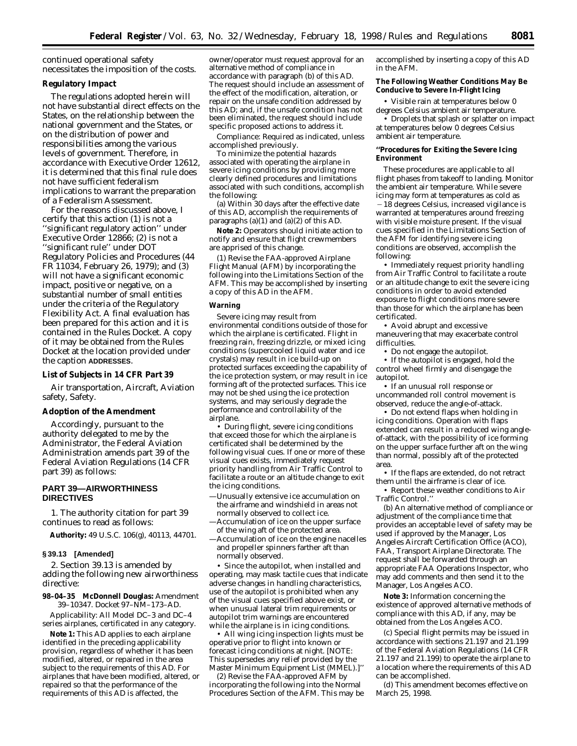continued operational safety necessitates the imposition of the costs.

**Regulatory Impact**

The regulations adopted herein will not have substantial direct effects on the States, on the relationship between the national government and the States, or on the distribution of power and responsibilities among the various levels of government. Therefore, in accordance with Executive Order 12612, it is determined that this final rule does not have sufficient federalism implications to warrant the preparation of a Federalism Assessment.

For the reasons discussed above, I certify that this action (1) is not a ''significant regulatory action'' under Executive Order 12866; (2) is not a ''significant rule'' under DOT Regulatory Policies and Procedures (44 FR 11034, February 26, 1979); and (3) will not have a significant economic impact, positive or negative, on a substantial number of small entities under the criteria of the Regulatory Flexibility Act. A final evaluation has been prepared for this action and it is contained in the Rules Docket. A copy of it may be obtained from the Rules Docket at the location provided under the caption **ADDRESSES**.

**List of Subjects in 14 CFR Part 39**

Air transportation, Aircraft, Aviation safety, Safety.

**Adoption of the Amendment**

Accordingly, pursuant to the authority delegated to me by the Administrator, the Federal Aviation Administration amends part 39 of the Federal Aviation Regulations (14 CFR part 39) as follows:

## PART 39—AIRWORTHINESS DIRECTIVES

1. The authority citation for part 39 continues to read as follows:

**Authority:** 49 U.S.C. 106(g), 40113, 44701.

**§ 39.13 [Amended]**

2. Section 39.13 is amended by adding the following new airworthiness directive:

**98–04–35 McDonnell Douglas:** Amendment 39–10347. Docket 97–NM–173–AD.

*Applicability:* All Model DC–3 and DC–4 series airplanes, certificated in any category.

**Note 1:** This AD applies to each airplane identified in the preceding applicability provision, regardless of whether it has been modified, altered, or repaired in the area subject to the requirements of this AD. For airplanes that have been modified, altered, or repaired so that the performance of the requirements of this AD is affected, the owner/operator must request approval for an alternative method of compliance in accordance with paragraph (b) of this AD. The request should include an assessment of the effect of the modification, alteration, or repair on the unsafe condition addressed by this AD; and, if the unsafe condition has not been eliminated, the request should include specific proposed actions to address it.

*Compliance:* Required as indicated, unless accomplished previously.

To minimize the potential hazards associated with operating the airplane in severe icing conditions by providing more clearly defined procedures and limitations associated with such conditions, accomplish the following:

(a) Within 30 days after the effective date of this AD, accomplish the requirements of paragraphs (a)(1) and (a)(2) of this AD.

**Note 2:** Operators should initiate action to notify and ensure that flight crewmembers are apprised of this change.

(1) Revise the FAA-approved Airplane Flight Manual (AFM) by incorporating the following into the Limitations Section of the AFM. This may be accomplished by inserting a copy of this AD in the AFM.

**Warning**

Severe icing may result from environmental conditions outside of those for which the airplane is certificated. Flight in freezing rain, freezing drizzle, or mixed icing conditions (supercooled liquid water and ice crystals) may result in ice build-up on protected surfaces exceeding the capability of the ice protection system, or may result in ice forming aft of the protected surfaces. This ice may not be shed using the ice protection systems, and may seriously degrade the performance and controllability of the airplane.

• During flight, severe icing conditions that exceed those for which the airplane is certificated shall be determined by the following visual cues. If one or more of these visual cues exists, immediately request priority handling from Air Traffic Control to facilitate a route or an altitude change to exit the icing conditions.

—Unusually extensive ice accumulation on the airframe and windshield in areas not normally observed to collect ice.
—Accumulation of ice on the upper surface of the wing aft of the protected area.
—Accumulation of ice on the engine nacelles and propeller spinners farther aft than normally observed.

• Since the autopilot, when installed and operating, may mask tactile cues that indicate adverse changes in handling characteristics, use of the autopilot is prohibited when any of the visual cues specified above exist, or when unusual lateral trim requirements or autopilot trim warnings are encountered while the airplane is in icing conditions.

• All wing icing inspection lights must be operative prior to flight into known or forecast icing conditions at night. [NOTE: This supersedes any relief provided by the Master Minimum Equipment List (MMEL).]''

(2) Revise the FAA-approved AFM by incorporating the following into the Normal Procedures Section of the AFM. This may be accomplished by inserting a copy of this AD in the AFM.

**The Following Weather Conditions May Be Conducive to Severe In-Flight Icing**

• Visible rain at temperatures below 0 degrees Celsius ambient air temperature.

• Droplets that splash or splatter on impact at temperatures below 0 degrees Celsius ambient air temperature.

**''Procedures for Exiting the Severe Icing Environment**

These procedures are applicable to all flight phases from takeoff to landing. Monitor the ambient air temperature. While severe icing may form at temperatures as cold as −18 degrees Celsius, increased vigilance is warranted at temperatures around freezing with visible moisture present. If the visual cues specified in the Limitations Section of the AFM for identifying severe icing conditions are observed, accomplish the following:

• Immediately request priority handling from Air Traffic Control to facilitate a route or an altitude change to exit the severe icing conditions in order to avoid extended exposure to flight conditions more severe than those for which the airplane has been certificated.

• Avoid abrupt and excessive maneuvering that may exacerbate control difficulties.

• Do not engage the autopilot.

• If the autopilot is engaged, hold the control wheel firmly and disengage the autopilot.

• If an unusual roll response or uncommanded roll control movement is observed, reduce the angle-of-attack.

• Do not extend flaps when holding in icing conditions. Operation with flaps extended can result in a reduced wing angle-of-attack, with the possibility of ice forming on the upper surface further aft on the wing than normal, possibly aft of the protected area.

• If the flaps are extended, do not retract them until the airframe is clear of ice.

• Report these weather conditions to Air Traffic Control.''

(b) An alternative method of compliance or adjustment of the compliance time that provides an acceptable level of safety may be used if approved by the Manager, Los Angeles Aircraft Certification Office (ACO), FAA, Transport Airplane Directorate. The request shall be forwarded through an appropriate FAA Operations Inspector, who may add comments and then send it to the Manager, Los Angeles ACO.

**Note 3:** Information concerning the existence of approved alternative methods of compliance with this AD, if any, may be obtained from the Los Angeles ACO.

(c) Special flight permits may be issued in accordance with sections 21.197 and 21.199 of the Federal Aviation Regulations (14 CFR 21.197 and 21.199) to operate the airplane to a location where the requirements of this AD can be accomplished.

(d) This amendment becomes effective on March 25, 1998.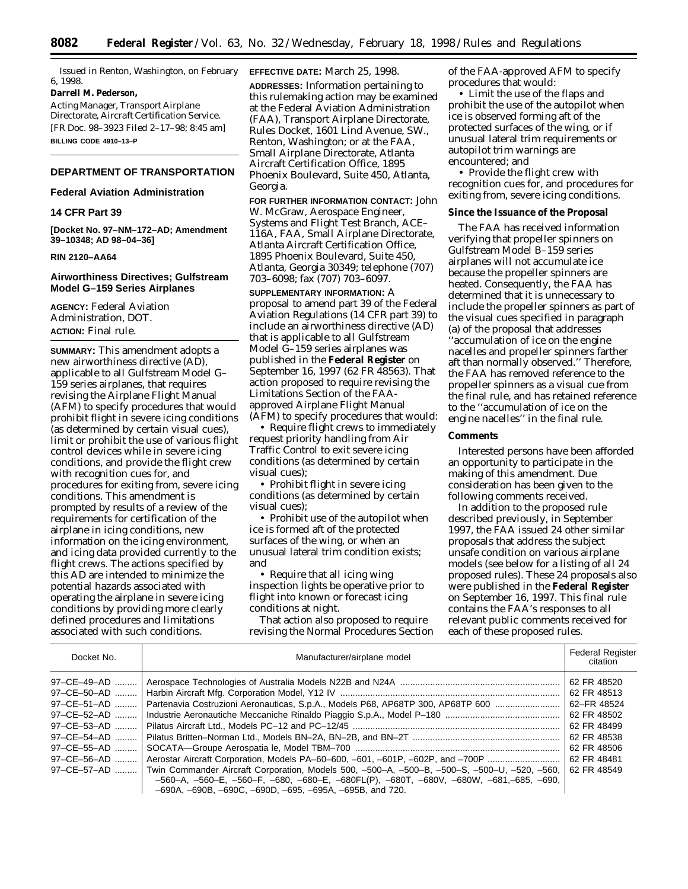Issued in Renton, Washington, on February 6, 1998.

**Darrell M. Pederson,**

*Acting Manager, Transport Airplane Directorate, Aircraft Certification Service.*

[FR Doc. 98–3923 Filed 2–17–98; 8:45 am]

**BILLING CODE 4910–13–P**

---

## DEPARTMENT OF TRANSPORTATION

### Federal Aviation Administration

### 14 CFR Part 39

**[Docket No. 97–NM–172–AD; Amendment 39–10348; AD 98–04–36]**

**RIN 2120–AA64**

### Airworthiness Directives; Gulfstream Model G–159 Series Airplanes

**AGENCY:** Federal Aviation Administration, DOT.

**ACTION:** Final rule.

---

**SUMMARY:** This amendment adopts a new airworthiness directive (AD), applicable to all Gulfstream Model G–159 series airplanes, that requires revising the Airplane Flight Manual (AFM) to specify procedures that would prohibit flight in severe icing conditions (as determined by certain visual cues), limit or prohibit the use of various flight control devices while in severe icing conditions, and provide the flight crew with recognition cues for, and procedures for exiting from, severe icing conditions. This amendment is prompted by results of a review of the requirements for certification of the airplane in icing conditions, new information on the icing environment, and icing data provided currently to the flight crews. The actions specified by this AD are intended to minimize the potential hazards associated with operating the airplane in severe icing conditions by providing more clearly defined procedures and limitations associated with such conditions.

**EFFECTIVE DATE:** March 25, 1998.

**ADDRESSES:** Information pertaining to this rulemaking action may be examined at the Federal Aviation Administration (FAA), Transport Airplane Directorate, Rules Docket, 1601 Lind Avenue, SW., Renton, Washington; or at the FAA, Small Airplane Directorate, Atlanta Aircraft Certification Office, 1895 Phoenix Boulevard, Suite 450, Atlanta, Georgia.

**FOR FURTHER INFORMATION CONTACT:** John W. McGraw, Aerospace Engineer, Systems and Flight Test Branch, ACE–116A, FAA, Small Airplane Directorate, Atlanta Aircraft Certification Office, 1895 Phoenix Boulevard, Suite 450, Atlanta, Georgia 30349; telephone (707) 703–6098; fax (707) 703–6097.

**SUPPLEMENTARY INFORMATION:** A proposal to amend part 39 of the Federal Aviation Regulations (14 CFR part 39) to include an airworthiness directive (AD) that is applicable to all Gulfstream Model G–159 series airplanes was published in the **Federal Register** on September 16, 1997 (62 FR 48563). That action proposed to require revising the Limitations Section of the FAA-approved Airplane Flight Manual (AFM) to specify procedures that would:

- Require flight crews to immediately request priority handling from Air Traffic Control to exit severe icing conditions (as determined by certain visual cues);
- Prohibit flight in severe icing conditions (as determined by certain visual cues);
- Prohibit use of the autopilot when ice is formed aft of the protected surfaces of the wing, or when an unusual lateral trim condition exists; and
- Require that all icing wing inspection lights be operative prior to flight into known or forecast icing conditions at night.

That action also proposed to require revising the Normal Procedures Section of the FAA-approved AFM to specify procedures that would:

- Limit the use of the flaps and prohibit the use of the autopilot when ice is observed forming aft of the protected surfaces of the wing, or if unusual lateral trim requirements or autopilot trim warnings are encountered; and
- Provide the flight crew with recognition cues for, and procedures for exiting from, severe icing conditions.

### Since the Issuance of the Proposal

The FAA has received information verifying that propeller spinners on Gulfstream Model B–159 series airplanes will not accumulate ice because the propeller spinners are heated. Consequently, the FAA has determined that it is unnecessary to include the propeller spinners as part of the visual cues specified in paragraph (a) of the proposal that addresses ''accumulation of ice on the engine nacelles and propeller spinners farther aft than normally observed.'' Therefore, the FAA has removed reference to the propeller spinners as a visual cue from the final rule, and has retained reference to the ''accumulation of ice on the engine nacelles'' in the final rule.

### Comments

Interested persons have been afforded an opportunity to participate in the making of this amendment. Due consideration has been given to the following comments received.

In addition to the proposed rule described previously, in September 1997, the FAA issued 24 other similar proposals that address the subject unsafe condition on various airplane models (see below for a listing of all 24 proposed rules). These 24 proposals also were published in the **Federal Register** on September 16, 1997. This final rule contains the FAA's responses to all relevant public comments received for each of these proposed rules.

| Docket No. | Manufacturer/airplane model | Federal Register citation |
|---|---|---|
| 97–CE–49–AD | Aerospace Technologies of Australia Models N22B and N24A | 62 FR 48520 |
| 97–CE–50–AD | Harbin Aircraft Mfg. Corporation Model, Y12 IV | 62 FR 48513 |
| 97–CE–51–AD | Partenavia Costruzioni Aeronauticas, S.p.A., Models P68, AP68TP 300, AP68TP 600 | 62–FR 48524 |
| 97–CE–52–AD | Industrie Aeronautiche Meccaniche Rinaldo Piaggio S.p.A., Model P–180 | 62 FR 48502 |
| 97–CE–53–AD | Pilatus Aircraft Ltd., Models PC–12 and PC–12/45 | 62 FR 48499 |
| 97–CE–54–AD | Pilatus Britten–Norman Ltd., Models BN–2A, BN–2B, and BN–2T | 62 FR 48538 |
| 97–CE–55–AD | SOCATA—Groupe Aerospatia le, Model TBM–700 | 62 FR 48506 |
| 97–CE–56–AD | Aerostar Aircraft Corporation, Models PA–60–600, –601, –601P, –602P, and –700P | 62 FR 48481 |
| 97–CE–57–AD | Twin Commander Aircraft Corporation, Models 500, –500–A, –500–B, –500–S, –500–U, –520, –560, –560–A, –560–E, –560–F, –680, –680–E, –680FL(P), –680T, –680V, –680W, –681,–685, –690, –690A, –690B, –690C, –690D, –695, –695A, –695B, and 720. | 62 FR 48549 |